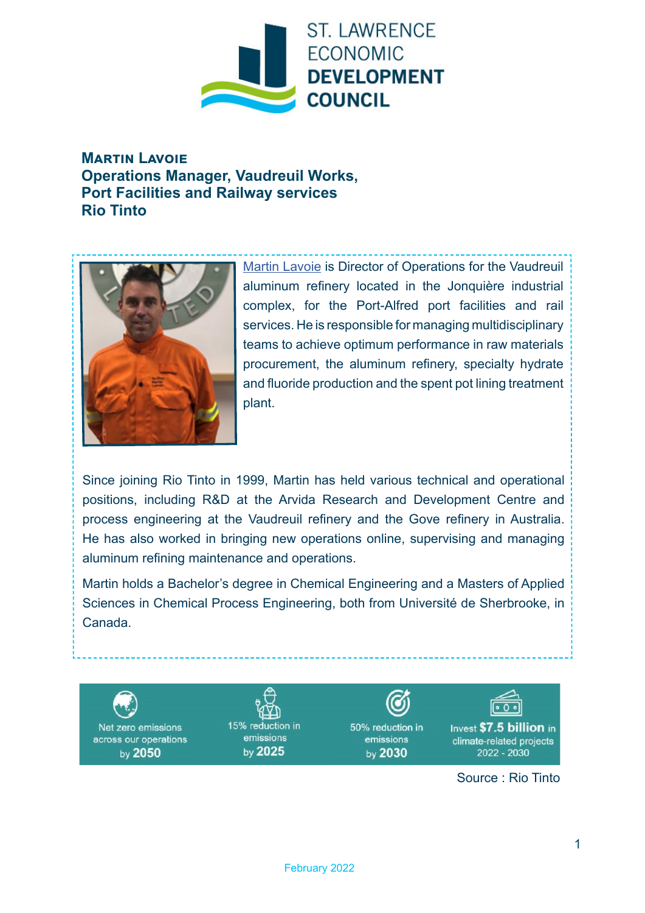ST. LAWRENCE ECONOMIC **DEVELOPMENT COUNCIL**

## Martin Lavoie
## Operations Manager, Vaudreuil Works, Port Facilities and Railway services
## Rio Tinto

Martin Lavoie is Director of Operations for the Vaudreuil aluminum refinery located in the Jonquière industrial complex, for the Port-Alfred port facilities and rail services. He is responsible for managing multidisciplinary teams to achieve optimum performance in raw materials procurement, the aluminum refinery, specialty hydrate and fluoride production and the spent pot lining treatment plant.

Since joining Rio Tinto in 1999, Martin has held various technical and operational positions, including R&D at the Arvida Research and Development Centre and process engineering at the Vaudreuil refinery and the Gove refinery in Australia. He has also worked in bringing new operations online, supervising and managing aluminum refining maintenance and operations.

Martin holds a Bachelor's degree in Chemical Engineering and a Masters of Applied Sciences in Chemical Process Engineering, both from Université de Sherbrooke, in Canada.

- Net zero emissions across our operations by **2050**
- 15% reduction in emissions by **2025**
- 50% reduction in emissions by **2030**
- Invest **$7.5 billion** in climate-related projects 2022 - 2030

Source : Rio Tinto

February 2022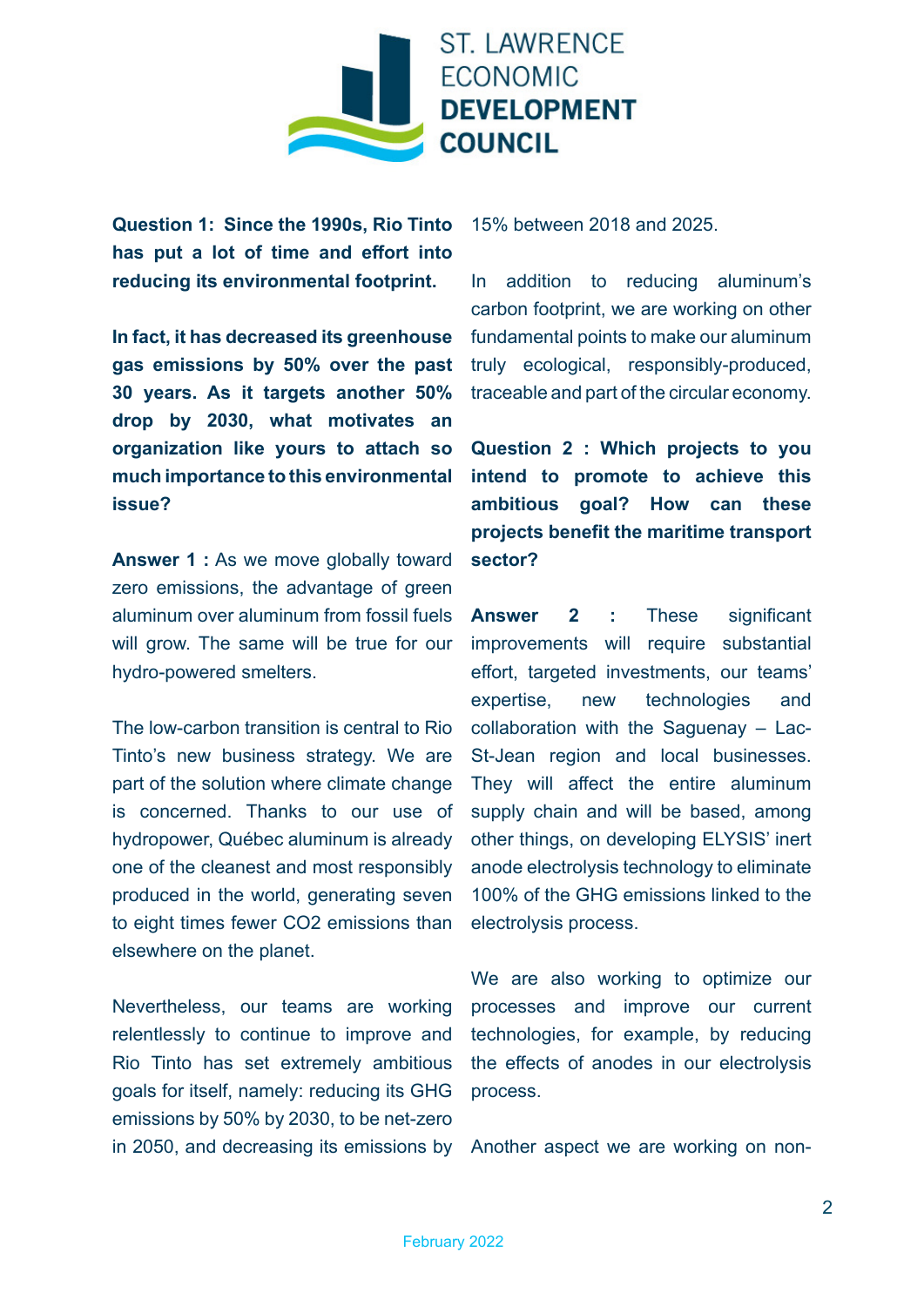**Question 1: Since the 1990s, Rio Tinto has put a lot of time and effort into reducing its environmental footprint.**

**In fact, it has decreased its greenhouse gas emissions by 50% over the past 30 years. As it targets another 50% drop by 2030, what motivates an organization like yours to attach so much importance to this environmental issue?**

**Answer 1 :** As we move globally toward zero emissions, the advantage of green aluminum over aluminum from fossil fuels will grow. The same will be true for our hydro-powered smelters.

The low-carbon transition is central to Rio Tinto's new business strategy. We are part of the solution where climate change is concerned. Thanks to our use of hydropower, Québec aluminum is already one of the cleanest and most responsibly produced in the world, generating seven to eight times fewer $CO_2$ emissions than elsewhere on the planet.

Nevertheless, our teams are working relentlessly to continue to improve and Rio Tinto has set extremely ambitious goals for itself, namely: reducing its GHG emissions by 50% by 2030, to be net-zero in 2050, and decreasing its emissions by 15% between 2018 and 2025.

In addition to reducing aluminum's carbon footprint, we are working on other fundamental points to make our aluminum truly ecological, responsibly-produced, traceable and part of the circular economy.

**Question 2 : Which projects to you intend to promote to achieve this ambitious goal? How can these projects benefit the maritime transport sector?**

**Answer 2 :** These significant improvements will require substantial effort, targeted investments, our teams' expertise, new technologies and collaboration with the Saguenay – Lac-St-Jean region and local businesses. They will affect the entire aluminum supply chain and will be based, among other things, on developing ELYSIS' inert anode electrolysis technology to eliminate 100% of the GHG emissions linked to the electrolysis process.

We are also working to optimize our processes and improve our current technologies, for example, by reducing the effects of anodes in our electrolysis process.

Another aspect we are working on non-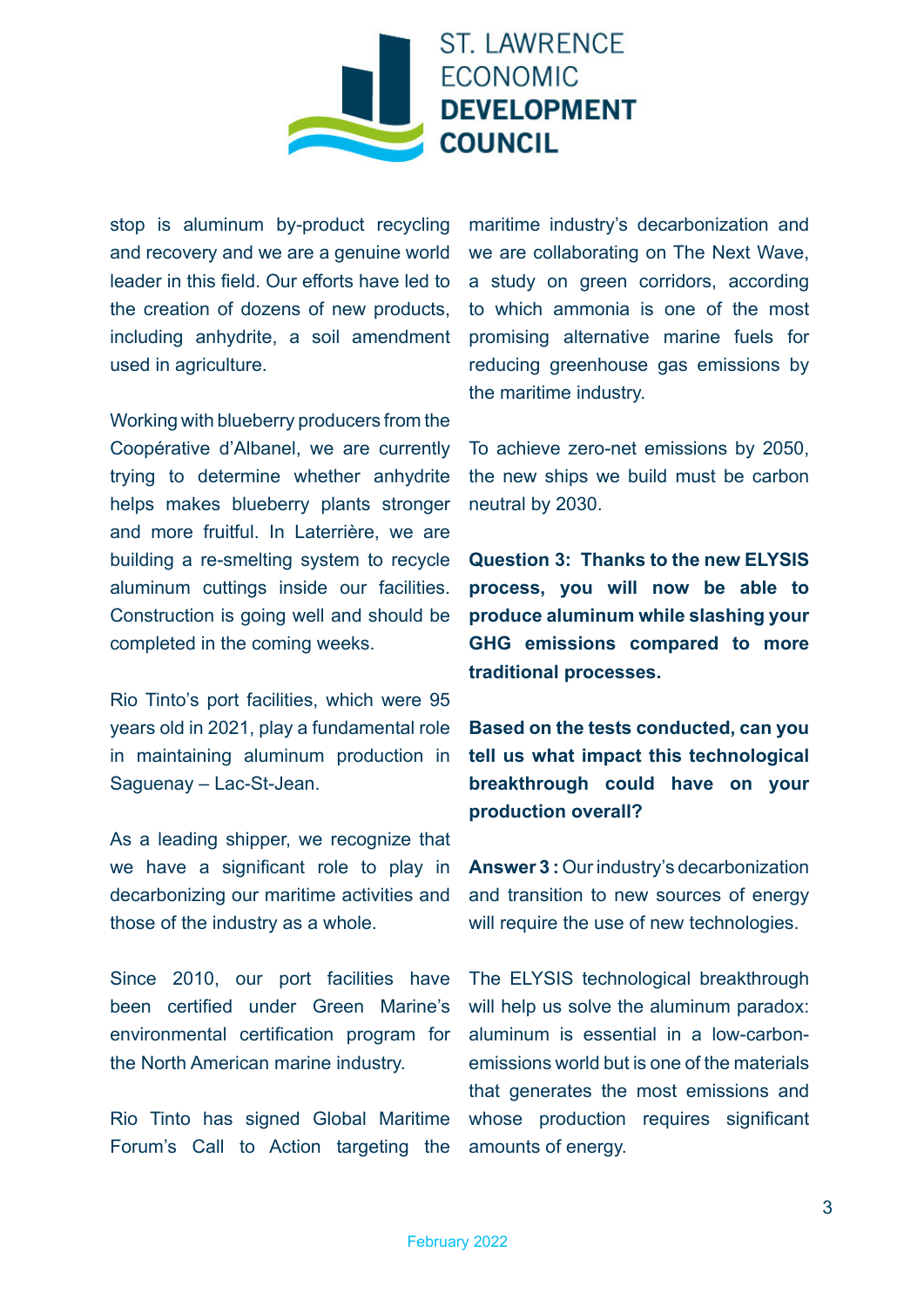stop is aluminum by-product recycling and recovery and we are a genuine world leader in this field. Our efforts have led to the creation of dozens of new products, including anhydrite, a soil amendment used in agriculture.

Working with blueberry producers from the Coopérative d'Albanel, we are currently trying to determine whether anhydrite helps makes blueberry plants stronger and more fruitful. In Laterrière, we are building a re-smelting system to recycle aluminum cuttings inside our facilities. Construction is going well and should be completed in the coming weeks.

Rio Tinto's port facilities, which were 95 years old in 2021, play a fundamental role in maintaining aluminum production in Saguenay – Lac-St-Jean.

As a leading shipper, we recognize that we have a significant role to play in decarbonizing our maritime activities and those of the industry as a whole.

Since 2010, our port facilities have been certified under Green Marine's environmental certification program for the North American marine industry.

Rio Tinto has signed Global Maritime Forum's Call to Action targeting the maritime industry's decarbonization and we are collaborating on The Next Wave, a study on green corridors, according to which ammonia is one of the most promising alternative marine fuels for reducing greenhouse gas emissions by the maritime industry.

To achieve zero-net emissions by 2050, the new ships we build must be carbon neutral by 2030.

**Question 3: Thanks to the new ELYSIS process, you will now be able to produce aluminum while slashing your GHG emissions compared to more traditional processes.**

**Based on the tests conducted, can you tell us what impact this technological breakthrough could have on your production overall?**

**Answer 3 :** Our industry's decarbonization and transition to new sources of energy will require the use of new technologies.

The ELYSIS technological breakthrough will help us solve the aluminum paradox: aluminum is essential in a low-carbon-emissions world but is one of the materials that generates the most emissions and whose production requires significant amounts of energy.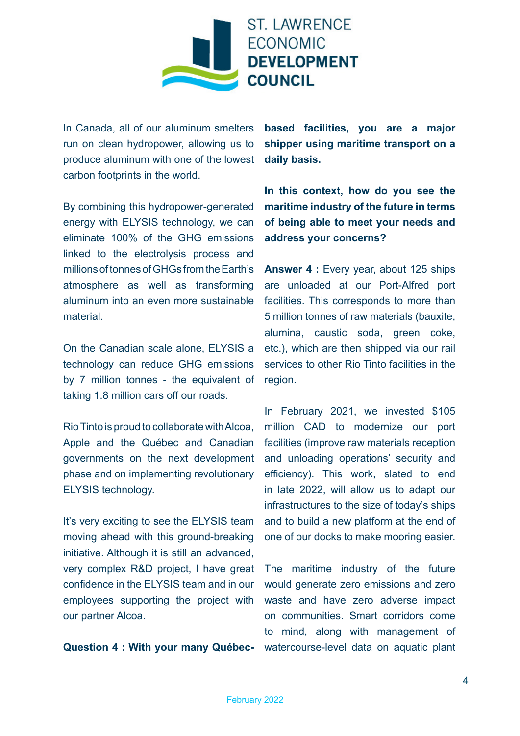In Canada, all of our aluminum smelters run on clean hydropower, allowing us to produce aluminum with one of the lowest carbon footprints in the world.

By combining this hydropower-generated energy with ELYSIS technology, we can eliminate 100% of the GHG emissions linked to the electrolysis process and millions of tonnes of GHGs from the Earth's atmosphere as well as transforming aluminum into an even more sustainable material.

On the Canadian scale alone, ELYSIS a technology can reduce GHG emissions by 7 million tonnes - the equivalent of taking 1.8 million cars off our roads.

Rio Tinto is proud to collaborate with Alcoa, Apple and the Québec and Canadian governments on the next development phase and on implementing revolutionary ELYSIS technology.

It's very exciting to see the ELYSIS team moving ahead with this ground-breaking initiative. Although it is still an advanced, very complex R&D project, I have great confidence in the ELYSIS team and in our employees supporting the project with our partner Alcoa.

**Question 4 : With your many Québec-based facilities, you are a major shipper using maritime transport on a daily basis.**

**In this context, how do you see the maritime industry of the future in terms of being able to meet your needs and address your concerns?**

**Answer 4 :** Every year, about 125 ships are unloaded at our Port-Alfred port facilities. This corresponds to more than 5 million tonnes of raw materials (bauxite, alumina, caustic soda, green coke, etc.), which are then shipped via our rail services to other Rio Tinto facilities in the region.

In February 2021, we invested $105 million CAD to modernize our port facilities (improve raw materials reception and unloading operations' security and efficiency). This work, slated to end in late 2022, will allow us to adapt our infrastructures to the size of today's ships and to build a new platform at the end of one of our docks to make mooring easier.

The maritime industry of the future would generate zero emissions and zero waste and have zero adverse impact on communities. Smart corridors come to mind, along with management of watercourse-level data on aquatic plant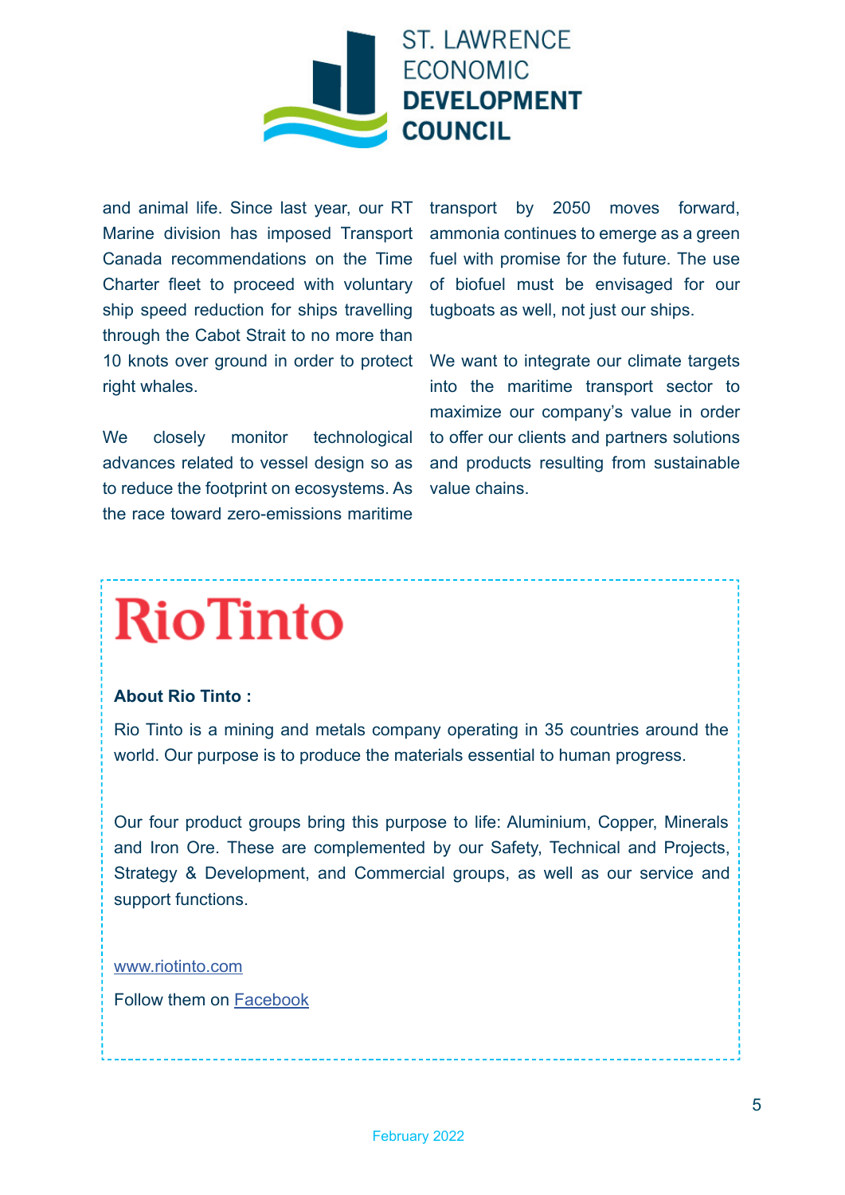and animal life. Since last year, our RT Marine division has imposed Transport Canada recommendations on the Time Charter fleet to proceed with voluntary ship speed reduction for ships travelling through the Cabot Strait to no more than 10 knots over ground in order to protect right whales.

We closely monitor technological advances related to vessel design so as to reduce the footprint on ecosystems. As the race toward zero-emissions maritime transport by 2050 moves forward, ammonia continues to emerge as a green fuel with promise for the future. The use of biofuel must be envisaged for our tugboats as well, not just our ships.

We want to integrate our climate targets into the maritime transport sector to maximize our company's value in order to offer our clients and partners solutions and products resulting from sustainable value chains.

# RioTinto

**About Rio Tinto :**

Rio Tinto is a mining and metals company operating in 35 countries around the world. Our purpose is to produce the materials essential to human progress.

Our four product groups bring this purpose to life: Aluminium, Copper, Minerals and Iron Ore. These are complemented by our Safety, Technical and Projects, Strategy & Development, and Commercial groups, as well as our service and support functions.

www.riotinto.com

Follow them on Facebook

February 2022